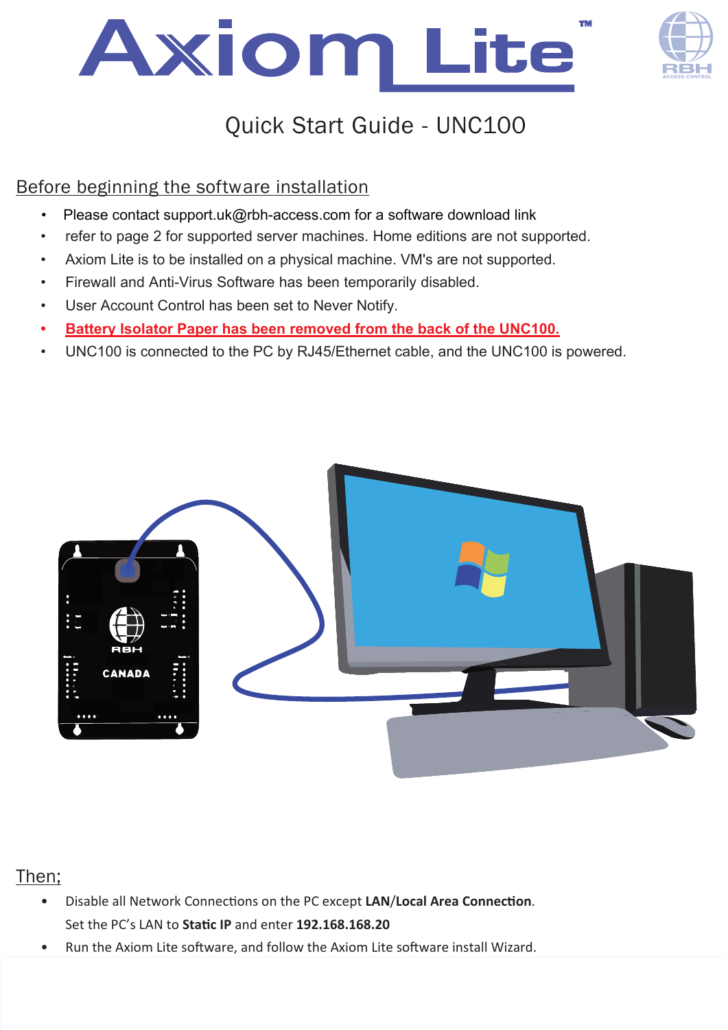# Axiom Lite™

## Quick Start Guide - UNC100

## Before beginning the software installation

- Please contact support.uk@rbh-access.com for a software download link
- refer to page 2 for supported server machines. Home editions are not supported.
- Axiom Lite is to be installed on a physical machine. VM's are not supported.
- Firewall and Anti-Virus Software has been temporarily disabled.
- User Account Control has been set to Never Notify.
- **Battery Isolator Paper has been removed from the back of the UNC100.**
- UNC100 is connected to the PC by RJ45/Ethernet cable, and the UNC100 is powered.

## Then;

- Disable all Network Connections on the PC except **LAN/Local Area Connection**.
  Set the PC's LAN to **Static IP** and enter **192.168.168.20**
- Run the Axiom Lite software, and follow the Axiom Lite software install Wizard.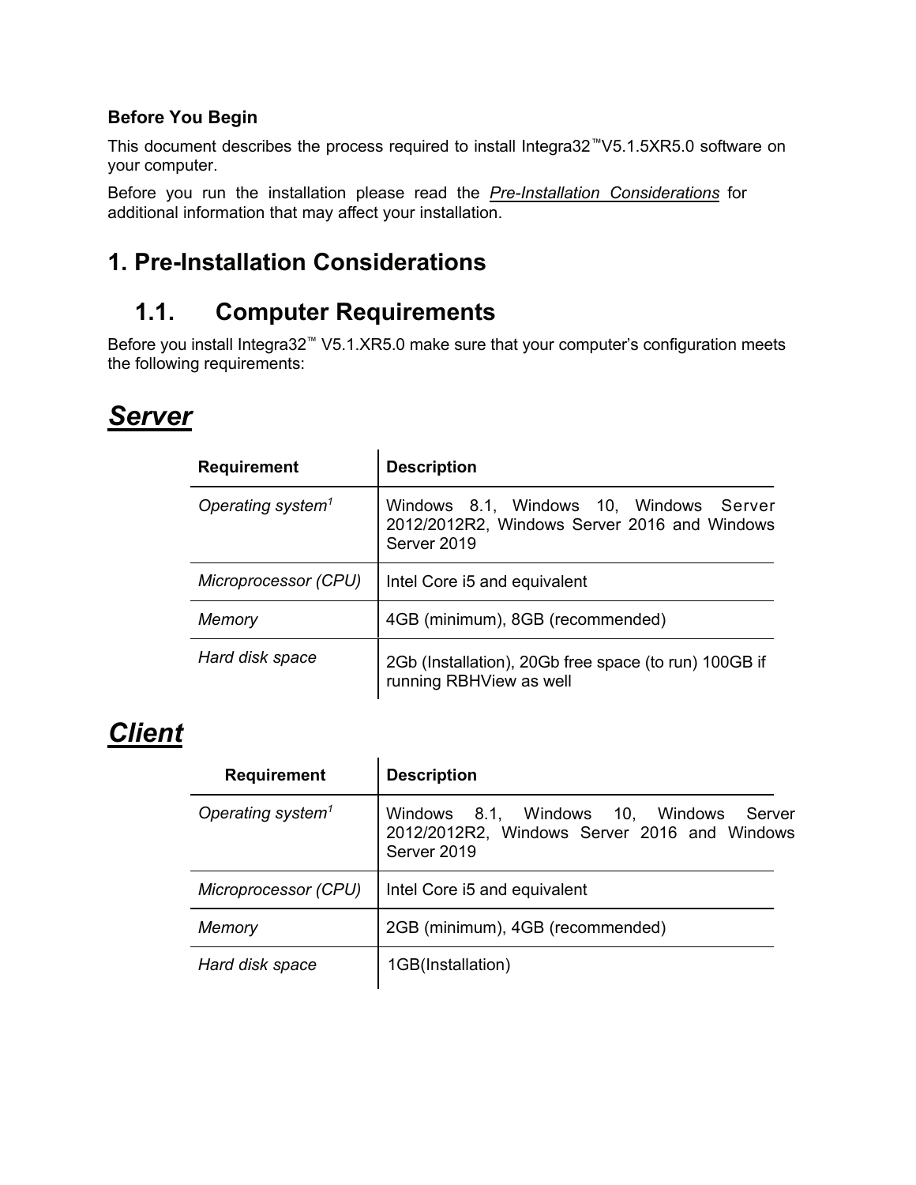**Before You Begin**

This document describes the process required to install Integra32™V5.1.5XR5.0 software on your computer.

Before you run the installation please read the *Pre-Installation Considerations* for additional information that may affect your installation.

# 1. Pre-Installation Considerations

## 1.1. Computer Requirements

Before you install Integra32™ V5.1.XR5.0 make sure that your computer's configuration meets the following requirements:

## *Server*

| Requirement | Description |
|---|---|
| *Operating system*[1] | Windows 8.1, Windows 10, Windows Server 2012/2012R2, Windows Server 2016 and Windows Server 2019 |
| *Microprocessor (CPU)* | Intel Core i5 and equivalent |
| *Memory* | 4GB (minimum), 8GB (recommended) |
| *Hard disk space* | 2Gb (Installation), 20Gb free space (to run) 100GB if running RBHView as well |

## *Client*

| Requirement | Description |
|---|---|
| *Operating system*[1] | Windows 8.1, Windows 10, Windows Server 2012/2012R2, Windows Server 2016 and Windows Server 2019 |
| *Microprocessor (CPU)* | Intel Core i5 and equivalent |
| *Memory* | 2GB (minimum), 4GB (recommended) |
| *Hard disk space* | 1GB(Installation) |